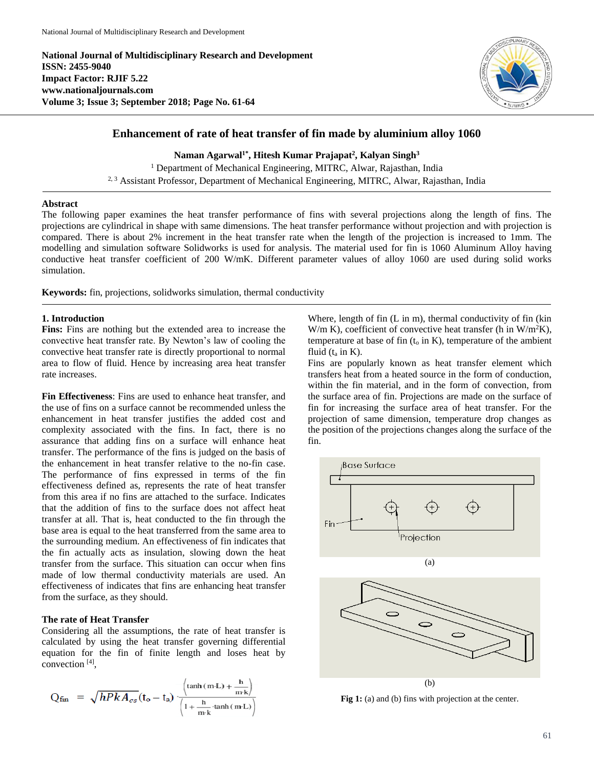**National Journal of Multidisciplinary Research and Development**
**ISSN: 2455-9040**
**Impact Factor: RJIF 5.22**
**www.nationaljournals.com**
**Volume 3; Issue 3; September 2018; Page No. 61-64**

# Enhancement of rate of heat transfer of fin made by aluminium alloy 1060

**Naman Agarwal[1*], Hitesh Kumar Prajapat[2], Kalyan Singh[3]**

[1] Department of Mechanical Engineering, MITRC, Alwar, Rajasthan, India
[2, 3] Assistant Professor, Department of Mechanical Engineering, MITRC, Alwar, Rajasthan, India

## Abstract

The following paper examines the heat transfer performance of fins with several projections along the length of fins. The projections are cylindrical in shape with same dimensions. The heat transfer performance without projection and with projection is compared. There is about 2% increment in the heat transfer rate when the length of the projection is increased to 1mm. The modelling and simulation software Solidworks is used for analysis. The material used for fin is 1060 Aluminum Alloy having conductive heat transfer coefficient of 200 W/mK. Different parameter values of alloy 1060 are used during solid works simulation.

**Keywords:** fin, projections, solidworks simulation, thermal conductivity

## 1. Introduction

**Fins:** Fins are nothing but the extended area to increase the convective heat transfer rate. By Newton's law of cooling the convective heat transfer rate is directly proportional to normal area to flow of fluid. Hence by increasing area heat transfer rate increases.

**Fin Effectiveness**: Fins are used to enhance heat transfer, and the use of fins on a surface cannot be recommended unless the enhancement in heat transfer justifies the added cost and complexity associated with the fins. In fact, there is no assurance that adding fins on a surface will enhance heat transfer. The performance of the fins is judged on the basis of the enhancement in heat transfer relative to the no-fin case. The performance of fins expressed in terms of the fin effectiveness defined as, represents the rate of heat transfer from this area if no fins are attached to the surface. Indicates that the addition of fins to the surface does not affect heat transfer at all. That is, heat conducted to the fin through the base area is equal to the heat transferred from the same area to the surrounding medium. An effectiveness of fin indicates that the fin actually acts as insulation, slowing down the heat transfer from the surface. This situation can occur when fins made of low thermal conductivity materials are used. An effectiveness of indicates that fins are enhancing heat transfer from the surface, as they should.

### The rate of Heat Transfer

Considering all the assumptions, the rate of heat transfer is calculated by using the heat transfer governing differential equation for the fin of finite length and loses heat by convection [4],

$$Q_{fin} = \sqrt{hPkA_{cs}}(t_o - t_a) \cdot \frac{\left(\tanh(m \cdot L) + \frac{h}{m \cdot k}\right)}{\left(1 + \frac{h}{m \cdot k} \cdot \tanh(m \cdot L)\right)}$$

Where, length of fin (L in m), thermal conductivity of fin (kin W/m K), coefficient of convective heat transfer (h in W/m$^2$K), temperature at base of fin ($t_o$ in K), temperature of the ambient fluid ($t_a$ in K).

Fins are popularly known as heat transfer element which transfers heat from a heated source in the form of conduction, within the fin material, and in the form of convection, from the surface area of fin. Projections are made on the surface of fin for increasing the surface area of heat transfer. For the projection of same dimension, temperature drop changes as the position of the projections changes along the surface of the fin.

(a)

(b)

**Fig 1:** (a) and (b) fins with projection at the center.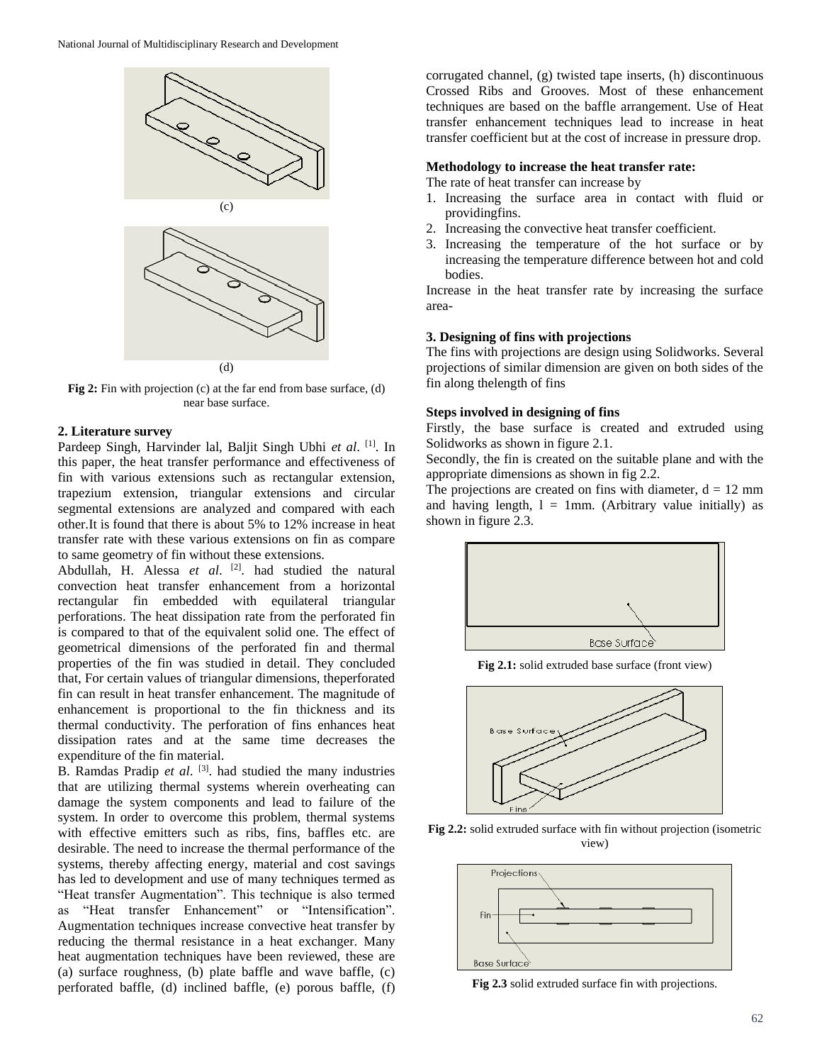(c)

(d)

**Fig 2:** Fin with projection (c) at the far end from base surface, (d) near base surface.

## 2. Literature survey

Pardeep Singh, Harvinder lal, Baljit Singh Ubhi *et al*. [1]. In this paper, the heat transfer performance and effectiveness of fin with various extensions such as rectangular extension, trapezium extension, triangular extensions and circular segmental extensions are analyzed and compared with each other.It is found that there is about 5% to 12% increase in heat transfer rate with these various extensions on fin as compare to same geometry of fin without these extensions.

Abdullah, H. Alessa *et al*. [2]. had studied the natural convection heat transfer enhancement from a horizontal rectangular fin embedded with equilateral triangular perforations. The heat dissipation rate from the perforated fin is compared to that of the equivalent solid one. The effect of geometrical dimensions of the perforated fin and thermal properties of the fin was studied in detail. They concluded that, For certain values of triangular dimensions, theperforated fin can result in heat transfer enhancement. The magnitude of enhancement is proportional to the fin thickness and its thermal conductivity. The perforation of fins enhances heat dissipation rates and at the same time decreases the expenditure of the fin material.

B. Ramdas Pradip *et al*. [3]. had studied the many industries that are utilizing thermal systems wherein overheating can damage the system components and lead to failure of the system. In order to overcome this problem, thermal systems with effective emitters such as ribs, fins, baffles etc. are desirable. The need to increase the thermal performance of the systems, thereby affecting energy, material and cost savings has led to development and use of many techniques termed as "Heat transfer Augmentation". This technique is also termed as "Heat transfer Enhancement" or "Intensification". Augmentation techniques increase convective heat transfer by reducing the thermal resistance in a heat exchanger. Many heat augmentation techniques have been reviewed, these are (a) surface roughness, (b) plate baffle and wave baffle, (c) perforated baffle, (d) inclined baffle, (e) porous baffle, (f) corrugated channel, (g) twisted tape inserts, (h) discontinuous Crossed Ribs and Grooves. Most of these enhancement techniques are based on the baffle arrangement. Use of Heat transfer enhancement techniques lead to increase in heat transfer coefficient but at the cost of increase in pressure drop.

**Methodology to increase the heat transfer rate:**

The rate of heat transfer can increase by

1. Increasing the surface area in contact with fluid or providingfins.
2. Increasing the convective heat transfer coefficient.
3. Increasing the temperature of the hot surface or by increasing the temperature difference between hot and cold bodies.

Increase in the heat transfer rate by increasing the surface area-

## 3. Designing of fins with projections

The fins with projections are design using Solidworks. Several projections of similar dimension are given on both sides of the fin along thelength of fins

**Steps involved in designing of fins**

Firstly, the base surface is created and extruded using Solidworks as shown in figure 2.1.

Secondly, the fin is created on the suitable plane and with the appropriate dimensions as shown in fig 2.2.

The projections are created on fins with diameter, $d = 12$ mm and having length, $l = 1$mm. (Arbitrary value initially) as shown in figure 2.3.

Base Surface

**Fig 2.1:** solid extruded base surface (front view)

Base Surface

Fins

**Fig 2.2:** solid extruded surface with fin without projection (isometric view)

Projections

Fin

Base Surface

**Fig 2.3** solid extruded surface fin with projections.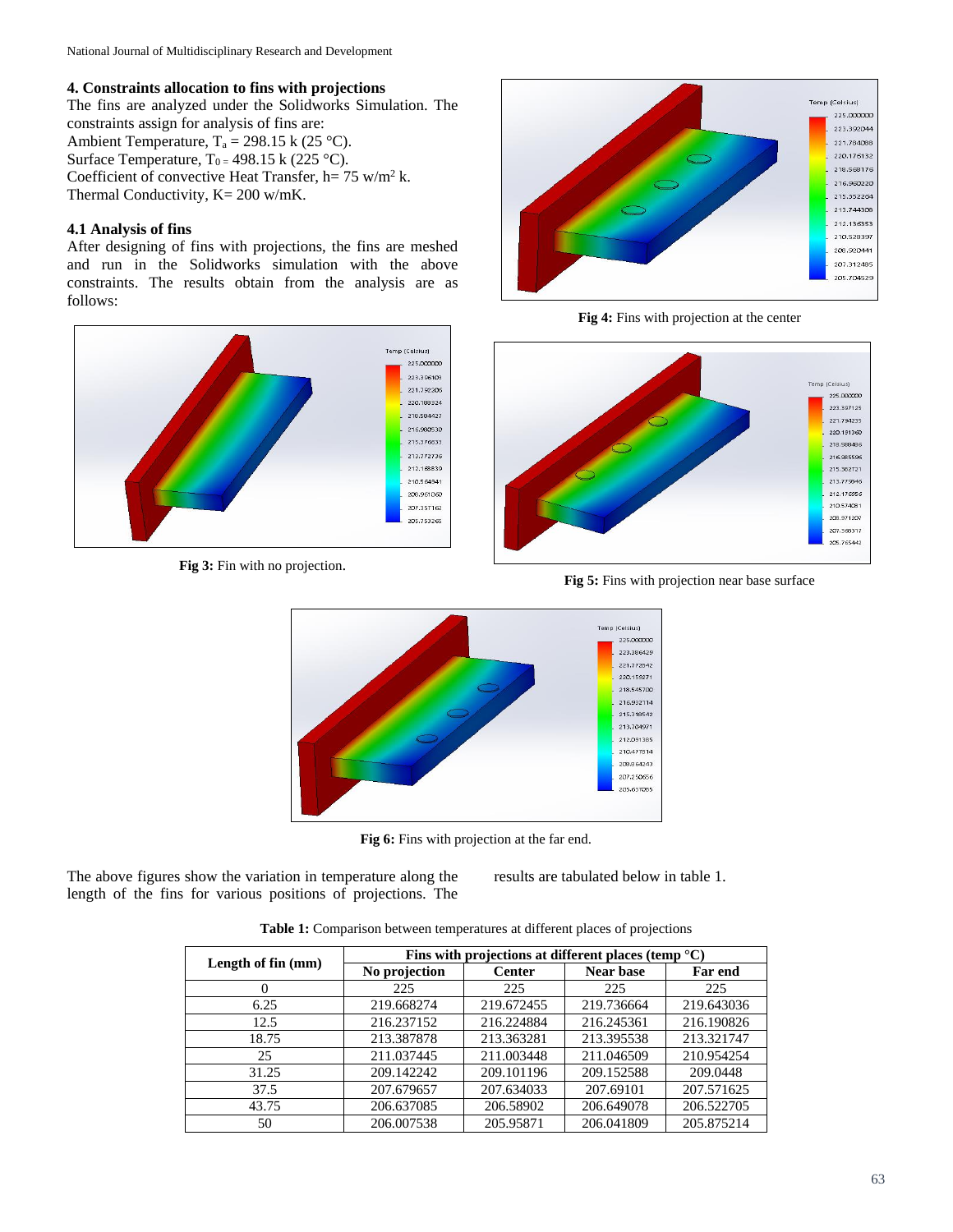## 4. Constraints allocation to fins with projections

The fins are analyzed under the Solidworks Simulation. The constraints assign for analysis of fins are:

Ambient Temperature, $T_a$ = 298.15 k (25 °C).

Surface Temperature, $T_0$ = 498.15 k (225 °C).

Coefficient of convective Heat Transfer, h= 75 w/m$^2$ k.

Thermal Conductivity, K= 200 w/mK.

### 4.1 Analysis of fins

After designing of fins with projections, the fins are meshed and run in the Solidworks simulation with the above constraints. The results obtain from the analysis are as follows:

**Fig 3:** Fin with no projection.

**Fig 4:** Fins with projection at the center

**Fig 5:** Fins with projection near base surface

**Fig 6:** Fins with projection at the far end.

The above figures show the variation in temperature along the length of the fins for various positions of projections. The results are tabulated below in table 1.

**Table 1:** Comparison between temperatures at different places of projections

| Length of fin (mm) | Fins with projections at different places (temp °C) | | | |
|---|---|---|---|---|
| | No projection | Center | Near base | Far end |
| 0 | 225 | 225 | 225 | 225 |
| 6.25 | 219.668274 | 219.672455 | 219.736664 | 219.643036 |
| 12.5 | 216.237152 | 216.224884 | 216.245361 | 216.190826 |
| 18.75 | 213.387878 | 213.363281 | 213.395538 | 213.321747 |
| 25 | 211.037445 | 211.003448 | 211.046509 | 210.954254 |
| 31.25 | 209.142242 | 209.101196 | 209.152588 | 209.0448 |
| 37.5 | 207.679657 | 207.634033 | 207.69101 | 207.571625 |
| 43.75 | 206.637085 | 206.58902 | 206.649078 | 206.522705 |
| 50 | 206.007538 | 205.95871 | 206.041809 | 205.875214 |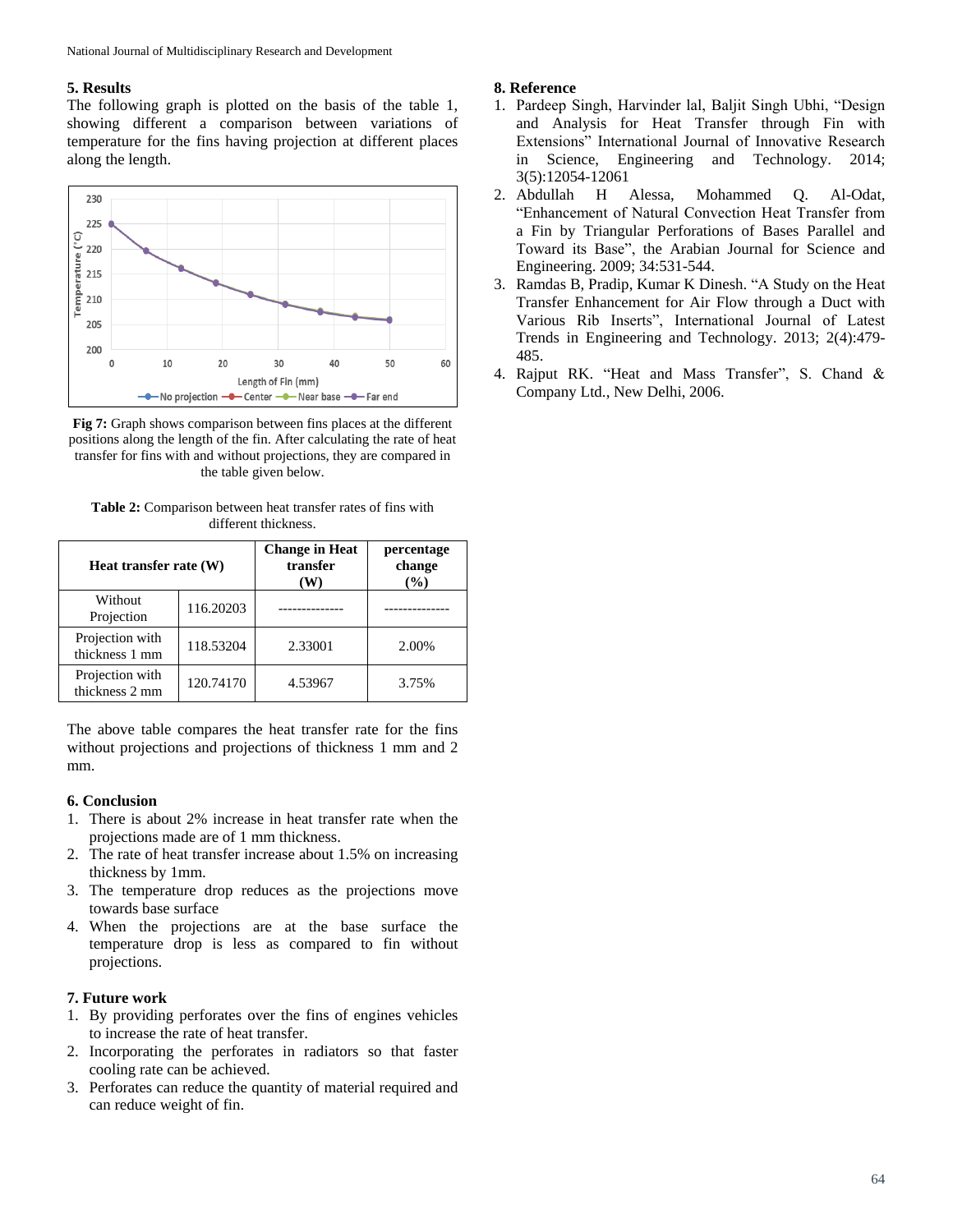## 5. Results

The following graph is plotted on the basis of the table 1, showing different a comparison between variations of temperature for the fins having projection at different places along the length.

230
225
220
215
210
205
200
Temperature (°C)
0
10
20
30
40
50
60
Length of Fin (mm)
No projection
Center
Near base
Far end

**Fig 7:** Graph shows comparison between fins places at the different positions along the length of the fin. After calculating the rate of heat transfer for fins with and without projections, they are compared in the table given below.

**Table 2:** Comparison between heat transfer rates of fins with different thickness.

| Heat transfer rate (W) | | Change in Heat transfer (W) | percentage change (%) |
|---|---|---|---|
| Without Projection | 116.20203 | -------------- | -------------- |
| Projection with thickness 1 mm | 118.53204 | 2.33001 | 2.00% |
| Projection with thickness 2 mm | 120.74170 | 4.53967 | 3.75% |

The above table compares the heat transfer rate for the fins without projections and projections of thickness 1 mm and 2 mm.

## 6. Conclusion

1. There is about 2% increase in heat transfer rate when the projections made are of 1 mm thickness.
2. The rate of heat transfer increase about 1.5% on increasing thickness by 1mm.
3. The temperature drop reduces as the projections move towards base surface
4. When the projections are at the base surface the temperature drop is less as compared to fin without projections.

## 7. Future work

1. By providing perforates over the fins of engines vehicles to increase the rate of heat transfer.
2. Incorporating the perforates in radiators so that faster cooling rate can be achieved.
3. Perforates can reduce the quantity of material required and can reduce weight of fin.

## 8. Reference

1. Pardeep Singh, Harvinder lal, Baljit Singh Ubhi, "Design and Analysis for Heat Transfer through Fin with Extensions" International Journal of Innovative Research in Science, Engineering and Technology. 2014; 3(5):12054-12061
2. Abdullah H Alessa, Mohammed Q. Al-Odat, "Enhancement of Natural Convection Heat Transfer from a Fin by Triangular Perforations of Bases Parallel and Toward its Base", the Arabian Journal for Science and Engineering. 2009; 34:531-544.
3. Ramdas B, Pradip, Kumar K Dinesh. "A Study on the Heat Transfer Enhancement for Air Flow through a Duct with Various Rib Inserts", International Journal of Latest Trends in Engineering and Technology. 2013; 2(4):479-485.
4. Rajput RK. "Heat and Mass Transfer", S. Chand & Company Ltd., New Delhi, 2006.